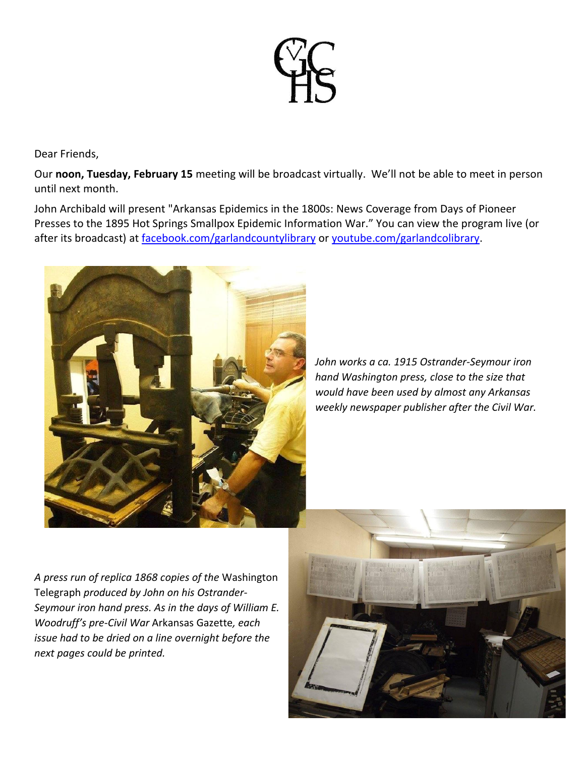GCHS

Dear Friends,

Our **noon, Tuesday, February 15** meeting will be broadcast virtually. We'll not be able to meet in person until next month.

John Archibald will present "Arkansas Epidemics in the 1800s: News Coverage from Days of Pioneer Presses to the 1895 Hot Springs Smallpox Epidemic Information War." You can view the program live (or after its broadcast) at [facebook.com/garlandcountylibrary](facebook.com/garlandcountylibrary) or [youtube.com/garlandcolibrary](youtube.com/garlandcolibrary).

*John works a ca. 1915 Ostrander-Seymour iron hand Washington press, close to the size that would have been used by almost any Arkansas weekly newspaper publisher after the Civil War.*

*A press run of replica 1868 copies of the* Washington Telegraph *produced by John on his Ostrander-Seymour iron hand press. As in the days of William E. Woodruff's pre-Civil War* Arkansas Gazette*, each issue had to be dried on a line overnight before the next pages could be printed.*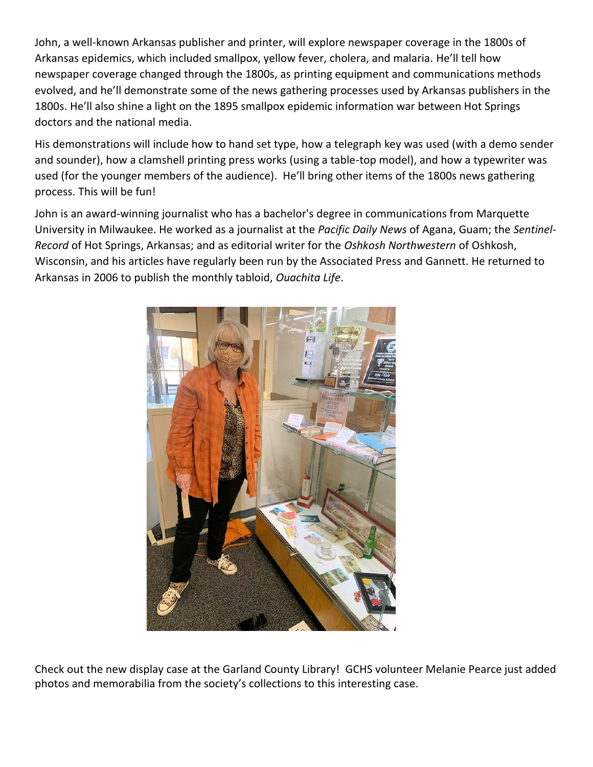John, a well-known Arkansas publisher and printer, will explore newspaper coverage in the 1800s of Arkansas epidemics, which included smallpox, yellow fever, cholera, and malaria. He'll tell how newspaper coverage changed through the 1800s, as printing equipment and communications methods evolved, and he'll demonstrate some of the news gathering processes used by Arkansas publishers in the 1800s. He'll also shine a light on the 1895 smallpox epidemic information war between Hot Springs doctors and the national media.

His demonstrations will include how to hand set type, how a telegraph key was used (with a demo sender and sounder), how a clamshell printing press works (using a table-top model), and how a typewriter was used (for the younger members of the audience). He'll bring other items of the 1800s news gathering process. This will be fun!

John is an award-winning journalist who has a bachelor's degree in communications from Marquette University in Milwaukee. He worked as a journalist at the *Pacific Daily News* of Agana, Guam; the *Sentinel-Record* of Hot Springs, Arkansas; and as editorial writer for the *Oshkosh Northwestern* of Oshkosh, Wisconsin, and his articles have regularly been run by the Associated Press and Gannett. He returned to Arkansas in 2006 to publish the monthly tabloid, *Ouachita Life*.

Check out the new display case at the Garland County Library! GCHS volunteer Melanie Pearce just added photos and memorabilia from the society's collections to this interesting case.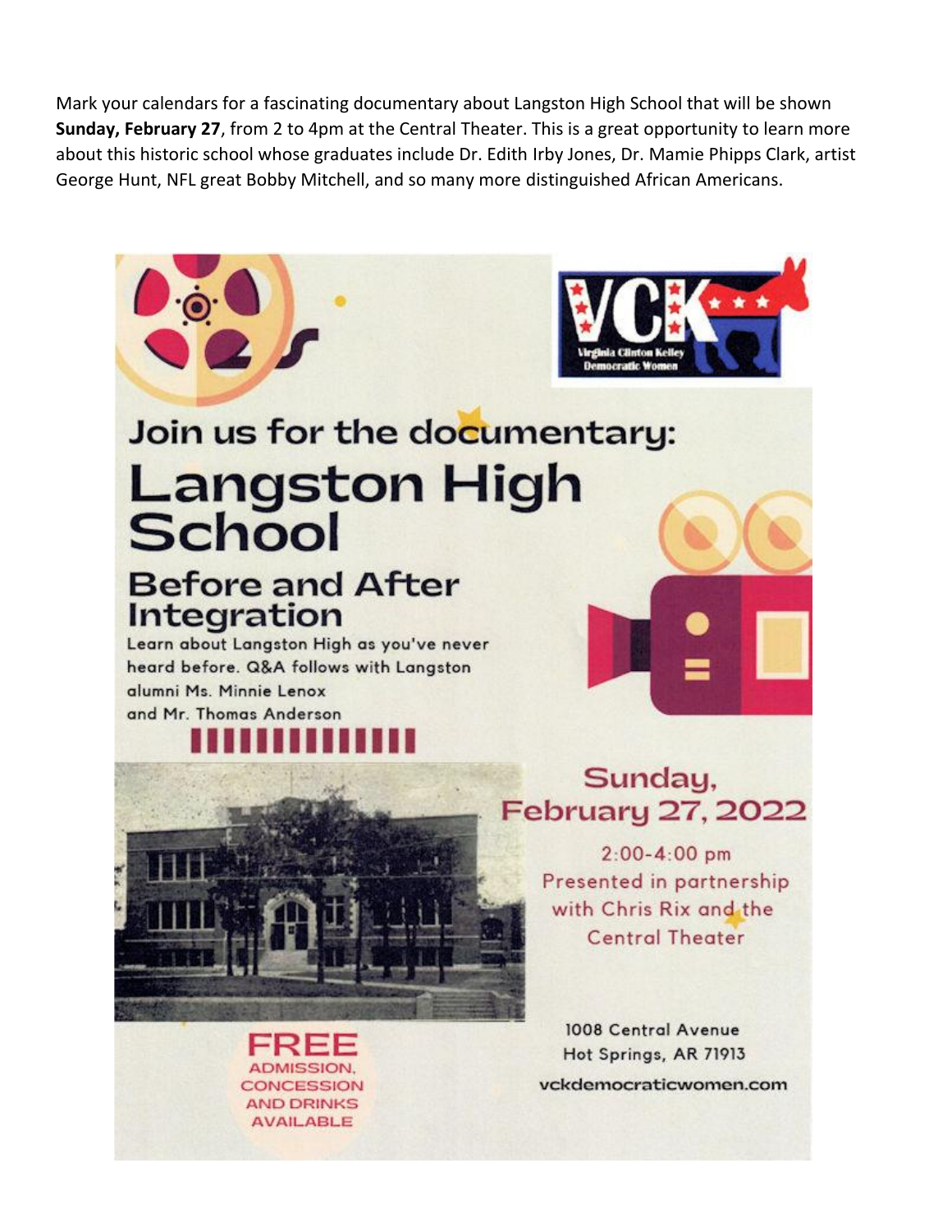Mark your calendars for a fascinating documentary about Langston High School that will be shown **Sunday, February 27**, from 2 to 4pm at the Central Theater. This is a great opportunity to learn more about this historic school whose graduates include Dr. Edith Irby Jones, Dr. Mamie Phipps Clark, artist George Hunt, NFL great Bobby Mitchell, and so many more distinguished African Americans.

VCK
Virginia Clinton Kelley Democratic Women

Join us for the documentary:

# Langston High School

## Before and After Integration

Learn about Langston High as you've never heard before. Q&A follows with Langston alumni Ms. Minnie Lenox and Mr. Thomas Anderson

## Sunday, February 27, 2022

2:00-4:00 pm
Presented in partnership with Chris Rix and the Central Theater

**FREE**
ADMISSION, CONCESSION AND DRINKS AVAILABLE

1008 Central Avenue
Hot Springs, AR 71913

vckdemocraticwomen.com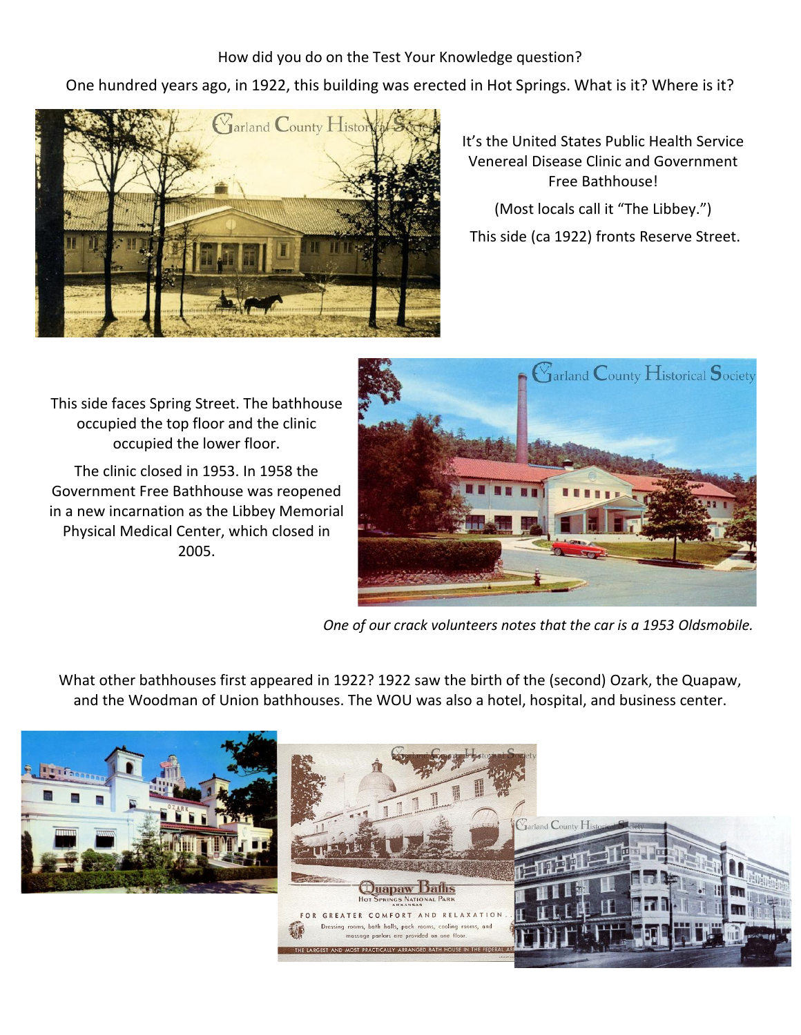How did you do on the Test Your Knowledge question?

One hundred years ago, in 1922, this building was erected in Hot Springs. What is it? Where is it?

It's the United States Public Health Service Venereal Disease Clinic and Government Free Bathhouse!

(Most locals call it "The Libbey.")

This side (ca 1922) fronts Reserve Street.

This side faces Spring Street. The bathhouse occupied the top floor and the clinic occupied the lower floor.

The clinic closed in 1953. In 1958 the Government Free Bathhouse was reopened in a new incarnation as the Libbey Memorial Physical Medical Center, which closed in 2005.

*One of our crack volunteers notes that the car is a 1953 Oldsmobile.*

What other bathhouses first appeared in 1922? 1922 saw the birth of the (second) Ozark, the Quapaw, and the Woodman of Union bathhouses. The WOU was also a hotel, hospital, and business center.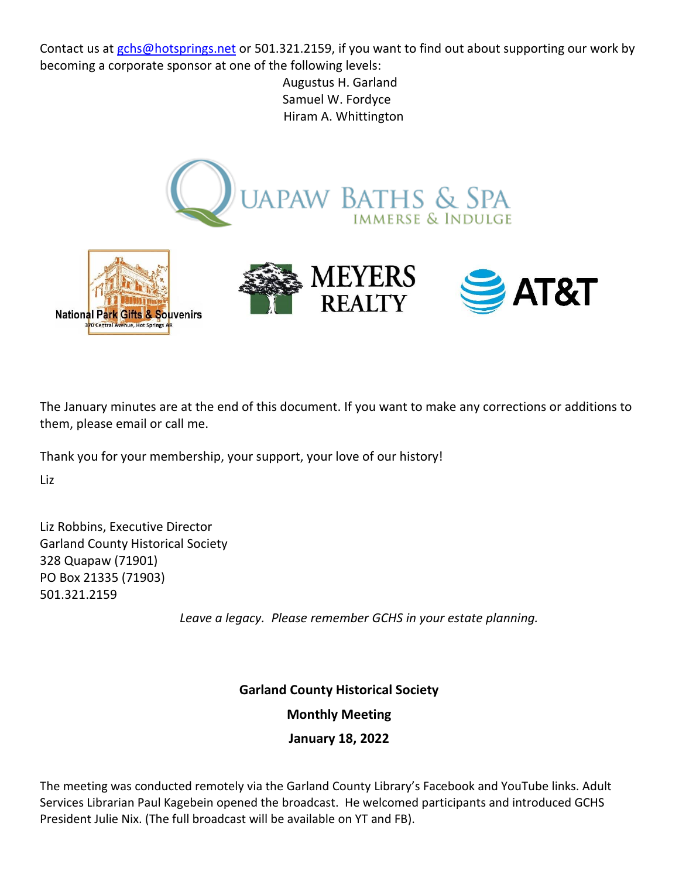Contact us at gchs@hotsprings.net or 501.321.2159, if you want to find out about supporting our work by becoming a corporate sponsor at one of the following levels:

Augustus H. Garland
Samuel W. Fordyce
Hiram A. Whittington

QUAPAW BATHS & SPA
IMMERSE & INDULGE

National Park Gifts & Souvenirs
370 Central Avenue, Hot Springs AR

MEYERS REALTY

AT&T

The January minutes are at the end of this document. If you want to make any corrections or additions to them, please email or call me.

Thank you for your membership, your support, your love of our history!

Liz

Liz Robbins, Executive Director
Garland County Historical Society
328 Quapaw (71901)
PO Box 21335 (71903)
501.321.2159

*Leave a legacy. Please remember GCHS in your estate planning.*

**Garland County Historical Society**

**Monthly Meeting**

**January 18, 2022**

The meeting was conducted remotely via the Garland County Library's Facebook and YouTube links. Adult Services Librarian Paul Kagebein opened the broadcast. He welcomed participants and introduced GCHS President Julie Nix. (The full broadcast will be available on YT and FB).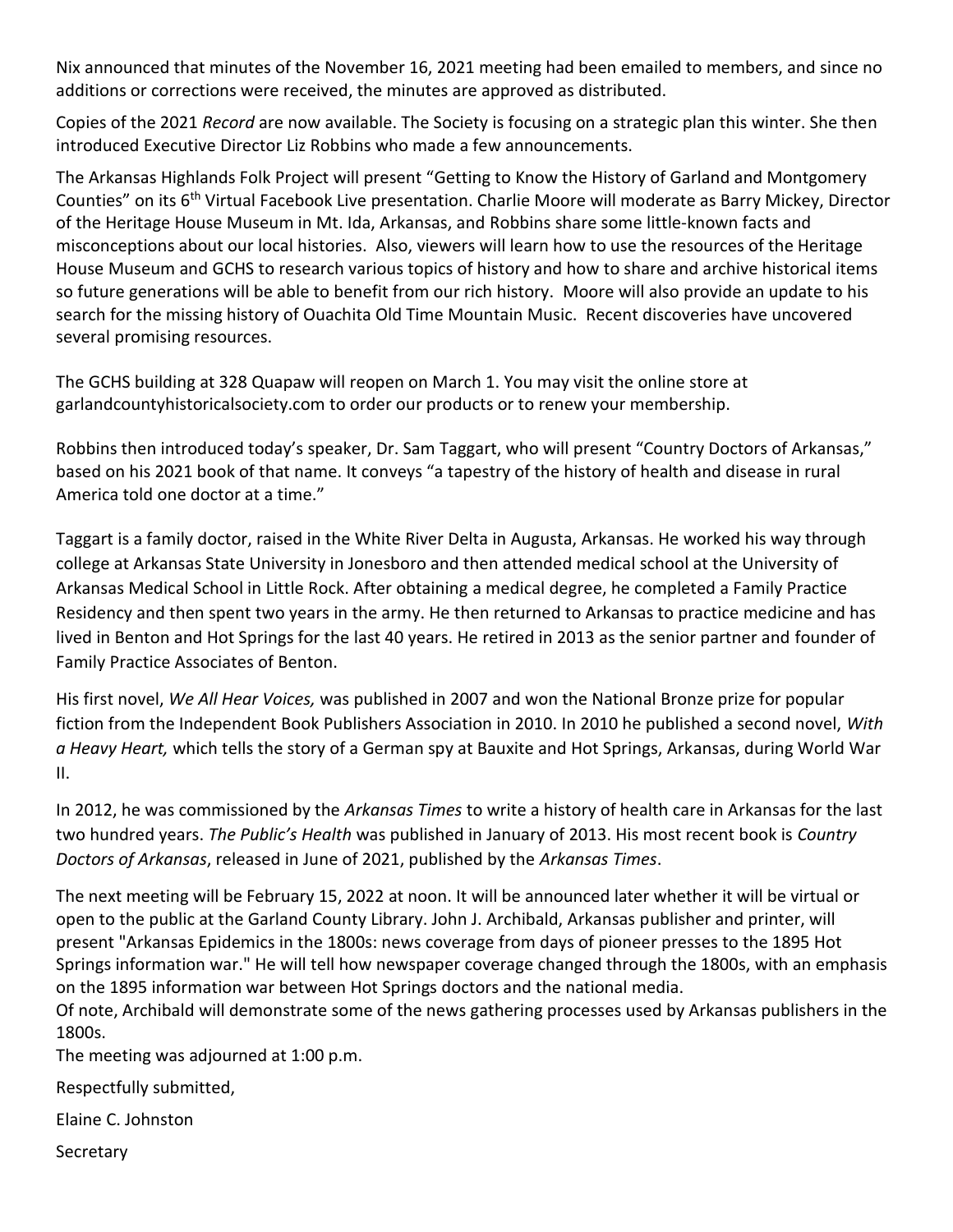Nix announced that minutes of the November 16, 2021 meeting had been emailed to members, and since no additions or corrections were received, the minutes are approved as distributed.

Copies of the 2021 *Record* are now available. The Society is focusing on a strategic plan this winter. She then introduced Executive Director Liz Robbins who made a few announcements.

The Arkansas Highlands Folk Project will present "Getting to Know the History of Garland and Montgomery Counties" on its 6th Virtual Facebook Live presentation. Charlie Moore will moderate as Barry Mickey, Director of the Heritage House Museum in Mt. Ida, Arkansas, and Robbins share some little-known facts and misconceptions about our local histories. Also, viewers will learn how to use the resources of the Heritage House Museum and GCHS to research various topics of history and how to share and archive historical items so future generations will be able to benefit from our rich history. Moore will also provide an update to his search for the missing history of Ouachita Old Time Mountain Music. Recent discoveries have uncovered several promising resources.

The GCHS building at 328 Quapaw will reopen on March 1. You may visit the online store at garlandcountyhistoricalsociety.com to order our products or to renew your membership.

Robbins then introduced today's speaker, Dr. Sam Taggart, who will present "Country Doctors of Arkansas," based on his 2021 book of that name. It conveys "a tapestry of the history of health and disease in rural America told one doctor at a time."

Taggart is a family doctor, raised in the White River Delta in Augusta, Arkansas. He worked his way through college at Arkansas State University in Jonesboro and then attended medical school at the University of Arkansas Medical School in Little Rock. After obtaining a medical degree, he completed a Family Practice Residency and then spent two years in the army. He then returned to Arkansas to practice medicine and has lived in Benton and Hot Springs for the last 40 years. He retired in 2013 as the senior partner and founder of Family Practice Associates of Benton.

His first novel, *We All Hear Voices,* was published in 2007 and won the National Bronze prize for popular fiction from the Independent Book Publishers Association in 2010. In 2010 he published a second novel, *With a Heavy Heart,* which tells the story of a German spy at Bauxite and Hot Springs, Arkansas, during World War II.

In 2012, he was commissioned by the *Arkansas Times* to write a history of health care in Arkansas for the last two hundred years. *The Public's Health* was published in January of 2013. His most recent book is *Country Doctors of Arkansas*, released in June of 2021, published by the *Arkansas Times*.

The next meeting will be February 15, 2022 at noon. It will be announced later whether it will be virtual or open to the public at the Garland County Library. John J. Archibald, Arkansas publisher and printer, will present "Arkansas Epidemics in the 1800s: news coverage from days of pioneer presses to the 1895 Hot Springs information war." He will tell how newspaper coverage changed through the 1800s, with an emphasis on the 1895 information war between Hot Springs doctors and the national media.

Of note, Archibald will demonstrate some of the news gathering processes used by Arkansas publishers in the 1800s.

The meeting was adjourned at 1:00 p.m.

Respectfully submitted,

Elaine C. Johnston

Secretary